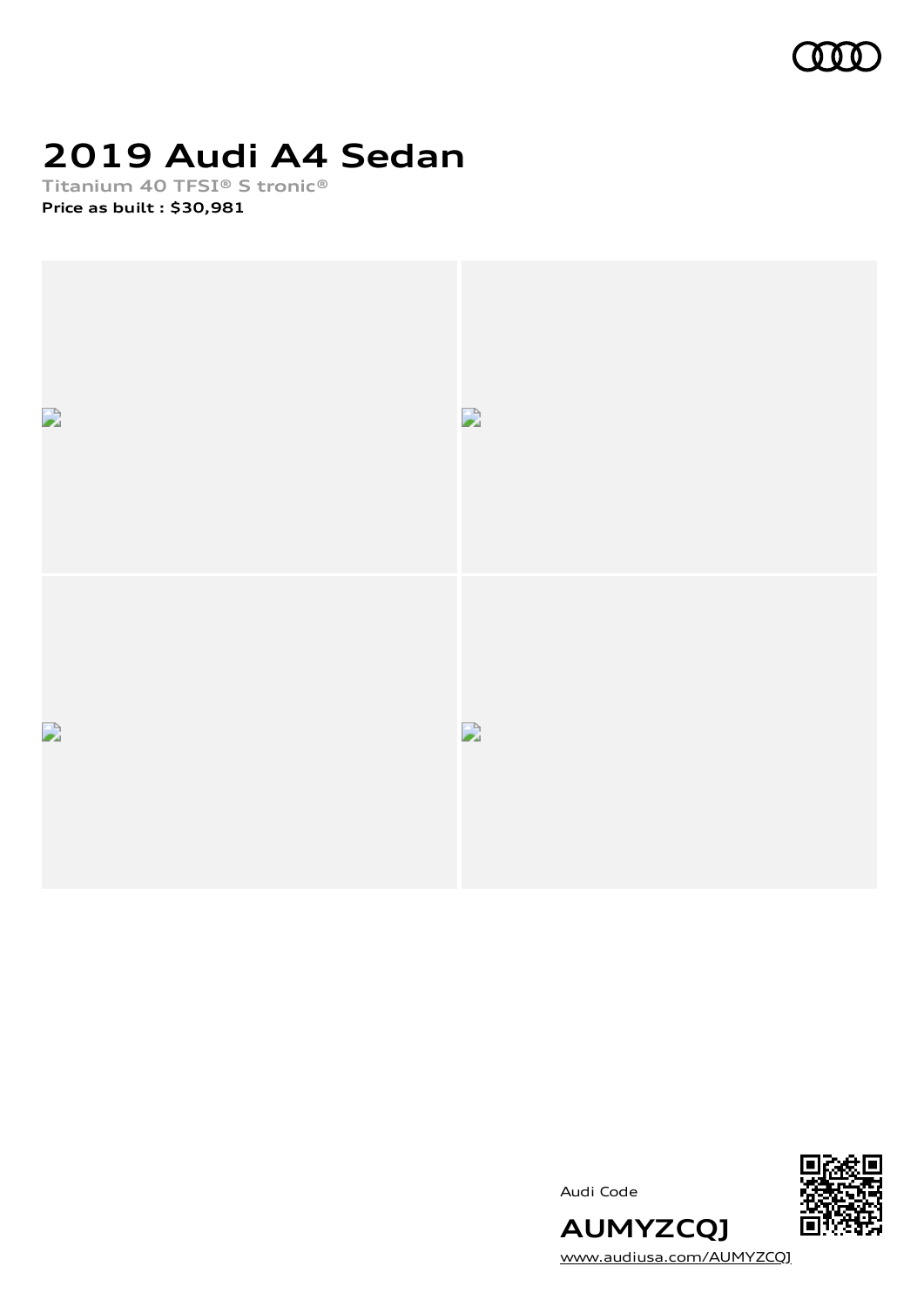# 2019 Audi A4 Sedan

Titanium 40 TFSI® S tronic®

**Price as built : $30,981**

Audi Code

**AUMYZCQJ**

www.audiusa.com/AUMYZCQJ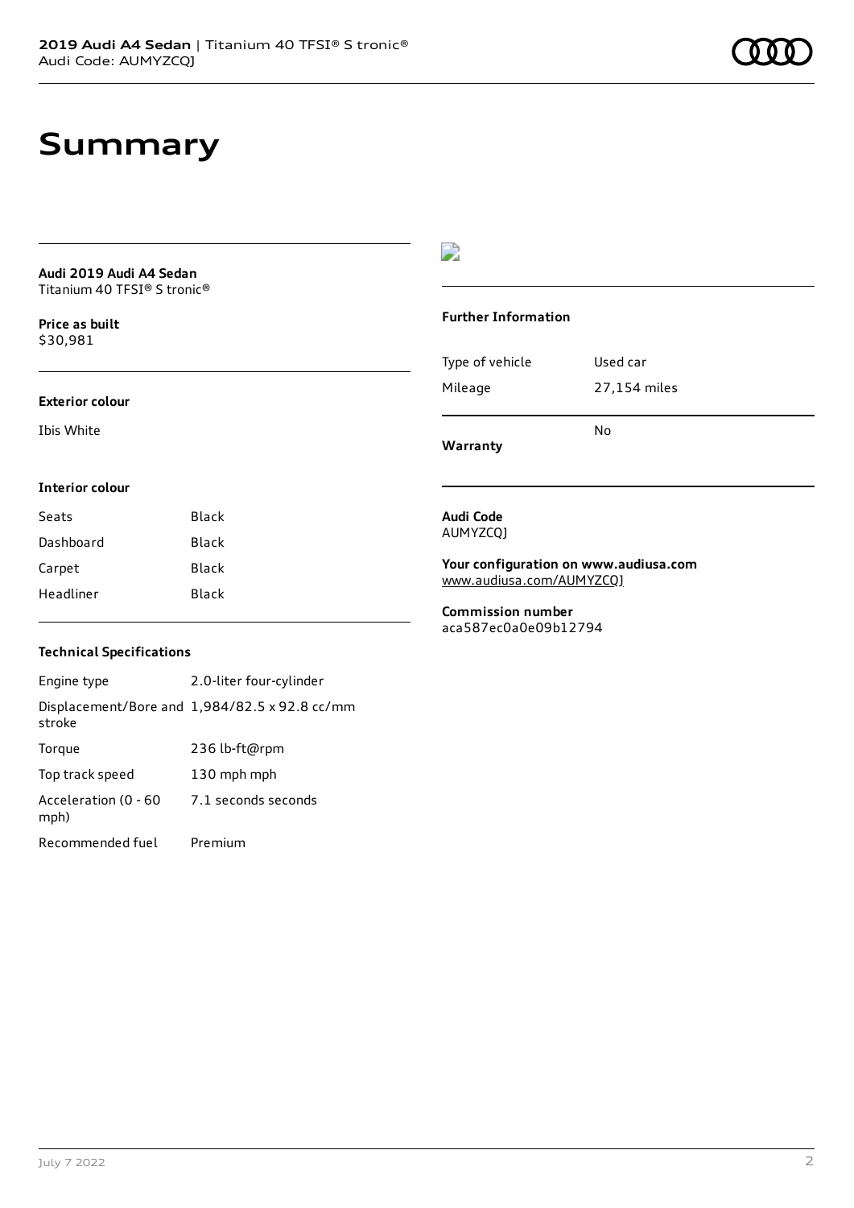# Summary

**Audi 2019 Audi A4 Sedan**
Titanium 40 TFSI® S tronic®

**Price as built**
$30,981

### Exterior colour

Ibis White

### Interior colour

| Seats | Black |
| --- | --- |
| Dashboard | Black |
| Carpet | Black |
| Headliner | Black |

### Technical Specifications

| Engine type | 2.0-liter four-cylinder |
| --- | --- |
| Displacement/Bore and stroke | 1,984/82.5 x 92.8 cc/mm |
| Torque | 236 lb-ft@rpm |
| Top track speed | 130 mph mph |
| Acceleration (0 - 60 mph) | 7.1 seconds seconds |
| Recommended fuel | Premium |

### Further Information

| Type of vehicle | Used car |
| --- | --- |
| Mileage | 27,154 miles |

**Warranty** No

**Audi Code**
AUMYZCQJ

**Your configuration on www.audiusa.com**
www.audiusa.com/AUMYZCQJ

**Commission number**
aca587ec0a0e09b12794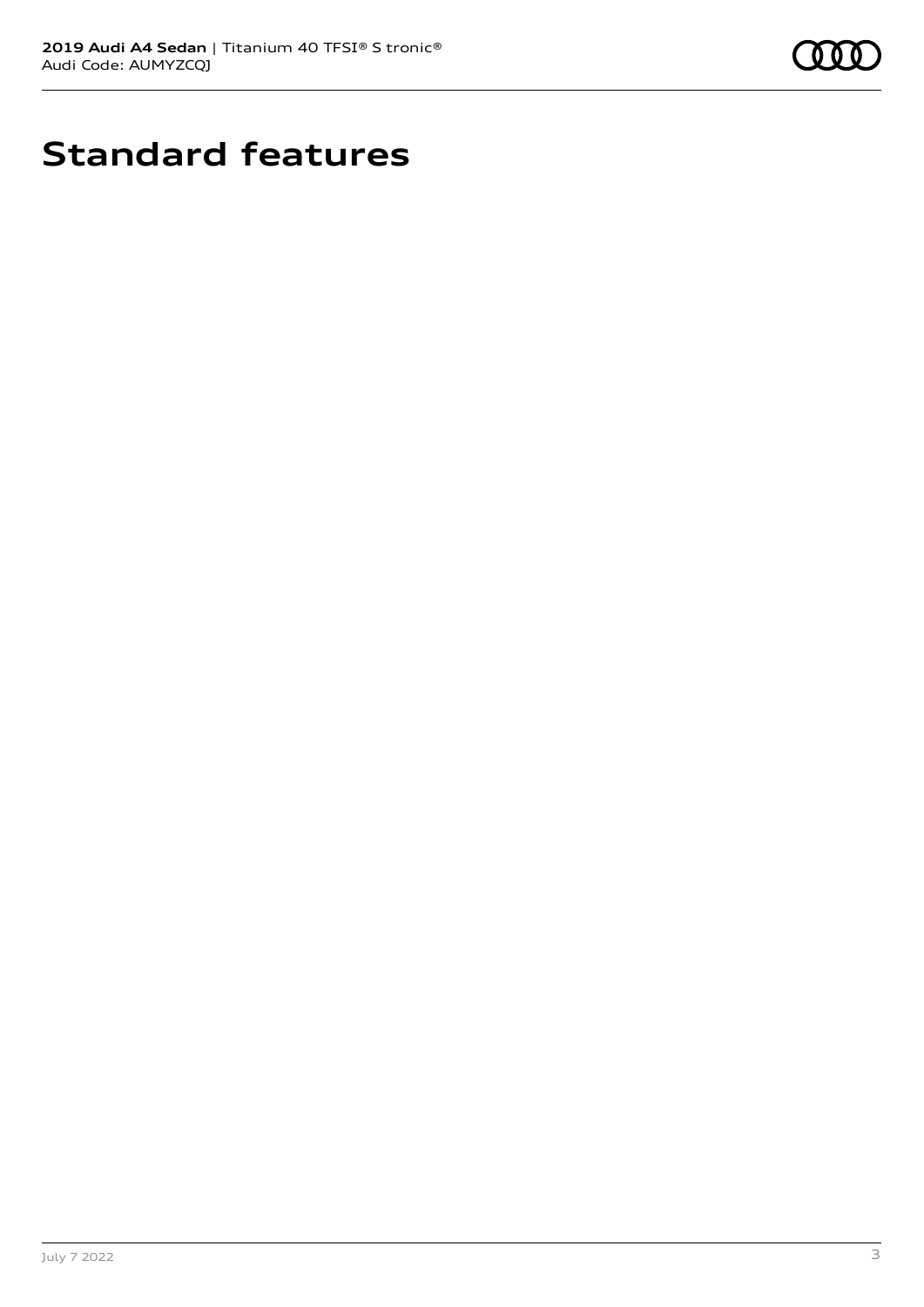# Standard features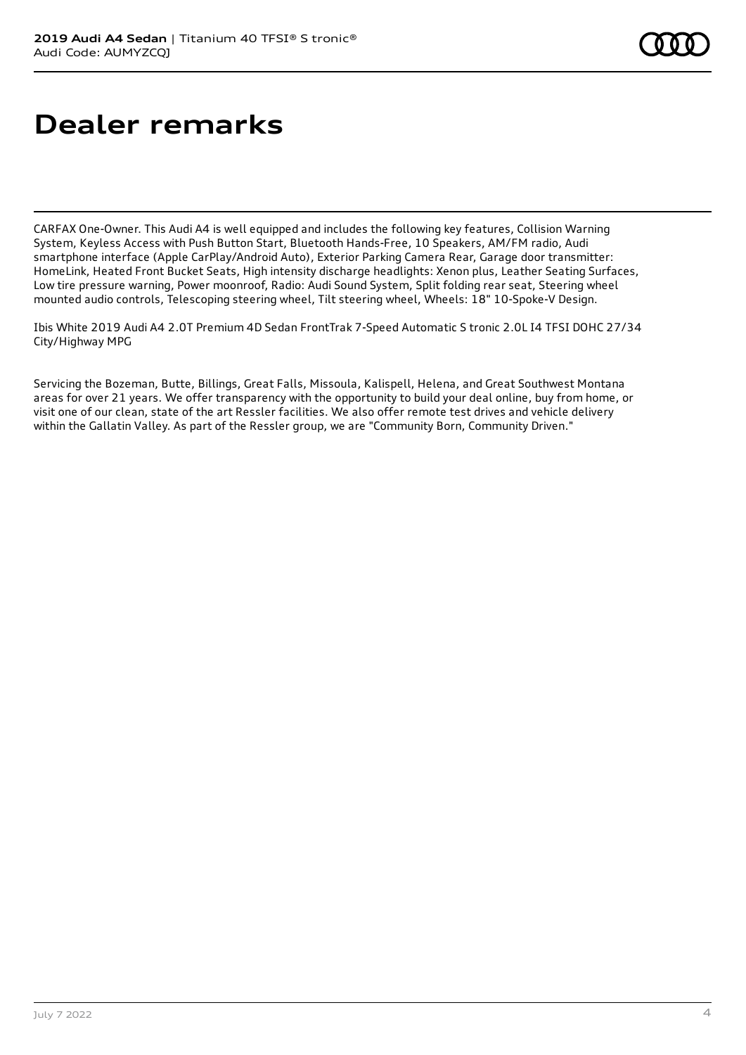# Dealer remarks

CARFAX One-Owner. This Audi A4 is well equipped and includes the following key features, Collision Warning System, Keyless Access with Push Button Start, Bluetooth Hands-Free, 10 Speakers, AM/FM radio, Audi smartphone interface (Apple CarPlay/Android Auto), Exterior Parking Camera Rear, Garage door transmitter: HomeLink, Heated Front Bucket Seats, High intensity discharge headlights: Xenon plus, Leather Seating Surfaces, Low tire pressure warning, Power moonroof, Radio: Audi Sound System, Split folding rear seat, Steering wheel mounted audio controls, Telescoping steering wheel, Tilt steering wheel, Wheels: 18" 10-Spoke-V Design.

Ibis White 2019 Audi A4 2.0T Premium 4D Sedan FrontTrak 7-Speed Automatic S tronic 2.0L I4 TFSI DOHC 27/34 City/Highway MPG

Servicing the Bozeman, Butte, Billings, Great Falls, Missoula, Kalispell, Helena, and Great Southwest Montana areas for over 21 years. We offer transparency with the opportunity to build your deal online, buy from home, or visit one of our clean, state of the art Ressler facilities. We also offer remote test drives and vehicle delivery within the Gallatin Valley. As part of the Ressler group, we are "Community Born, Community Driven."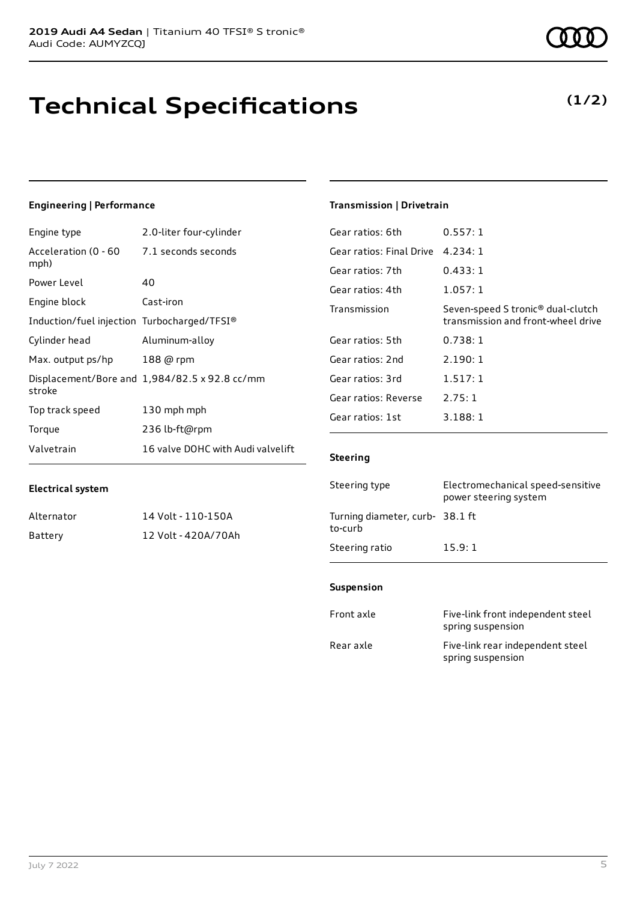**2019 Audi A4 Sedan** | Titanium 40 TFSI® S tronic®
Audi Code: AUMYZCQJ

# Technical Specifications

**(1/2)**

### Engineering | Performance

| | |
|---|---|
| Engine type | 2.0-liter four-cylinder |
| Acceleration (0 - 60 mph) | 7.1 seconds seconds |
| Power Level | 40 |
| Engine block | Cast-iron |
| Induction/fuel injection | Turbocharged/TFSI® |
| Cylinder head | Aluminum-alloy |
| Max. output ps/hp | 188 @ rpm |
| Displacement/Bore and stroke | 1,984/82.5 x 92.8 cc/mm |
| Top track speed | 130 mph mph |
| Torque | 236 lb-ft@rpm |
| Valvetrain | 16 valve DOHC with Audi valvelift |

### Electrical system

| | |
|---|---|
| Alternator | 14 Volt - 110-150A |
| Battery | 12 Volt - 420A/70Ah |

### Transmission | Drivetrain

| | |
|---|---|
| Gear ratios: 6th | 0.557: 1 |
| Gear ratios: Final Drive | 4.234: 1 |
| Gear ratios: 7th | 0.433: 1 |
| Gear ratios: 4th | 1.057: 1 |
| Transmission | Seven-speed S tronic® dual-clutch transmission and front-wheel drive |
| Gear ratios: 5th | 0.738: 1 |
| Gear ratios: 2nd | 2.190: 1 |
| Gear ratios: 3rd | 1.517: 1 |
| Gear ratios: Reverse | 2.75: 1 |
| Gear ratios: 1st | 3.188: 1 |

### Steering

| | |
|---|---|
| Steering type | Electromechanical speed-sensitive power steering system |
| Turning diameter, curb-to-curb | 38.1 ft |
| Steering ratio | 15.9: 1 |

### Suspension

| | |
|---|---|
| Front axle | Five-link front independent steel spring suspension |
| Rear axle | Five-link rear independent steel spring suspension |

July 7 2022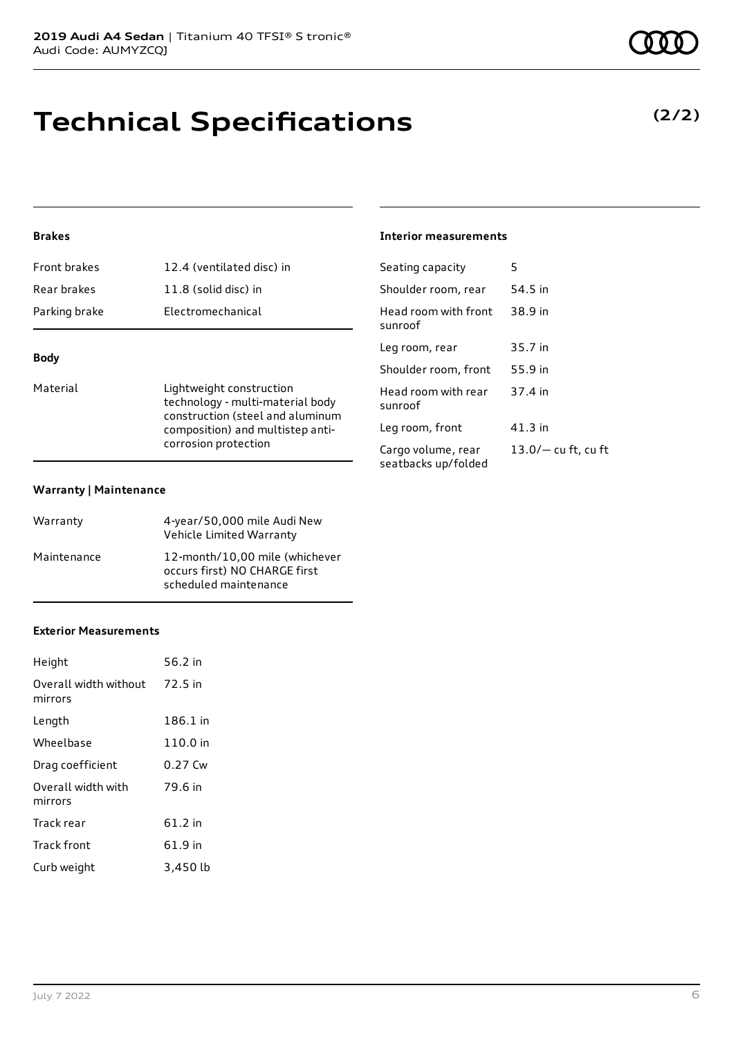# Technical Specifications

**(2/2)**

### Brakes

| | |
|---|---|
| Front brakes | 12.4 (ventilated disc) in |
| Rear brakes | 11.8 (solid disc) in |
| Parking brake | Electromechanical |

### Body

| | |
|---|---|
| Material | Lightweight construction technology - multi-material body construction (steel and aluminum composition) and multistep anti-corrosion protection |

### Warranty | Maintenance

| | |
|---|---|
| Warranty | 4-year/50,000 mile Audi New Vehicle Limited Warranty |
| Maintenance | 12-month/10,00 mile (whichever occurs first) NO CHARGE first scheduled maintenance |

### Exterior Measurements

| | |
|---|---|
| Height | 56.2 in |
| Overall width without mirrors | 72.5 in |
| Length | 186.1 in |
| Wheelbase | 110.0 in |
| Drag coefficient | 0.27 Cw |
| Overall width with mirrors | 79.6 in |
| Track rear | 61.2 in |
| Track front | 61.9 in |
| Curb weight | 3,450 lb |

### Interior measurements

| | |
|---|---|
| Seating capacity | 5 |
| Shoulder room, rear | 54.5 in |
| Head room with front sunroof | 38.9 in |
| Leg room, rear | 35.7 in |
| Shoulder room, front | 55.9 in |
| Head room with rear sunroof | 37.4 in |
| Leg room, front | 41.3 in |
| Cargo volume, rear seatbacks up/folded | 13.0/— cu ft, cu ft |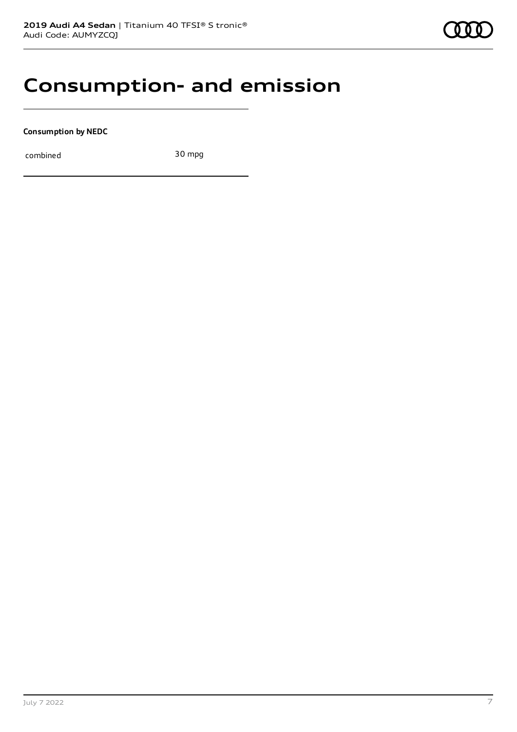# Consumption- and emission

**Consumption by NEDC**

| | |
|---|---|
| combined | 30 mpg |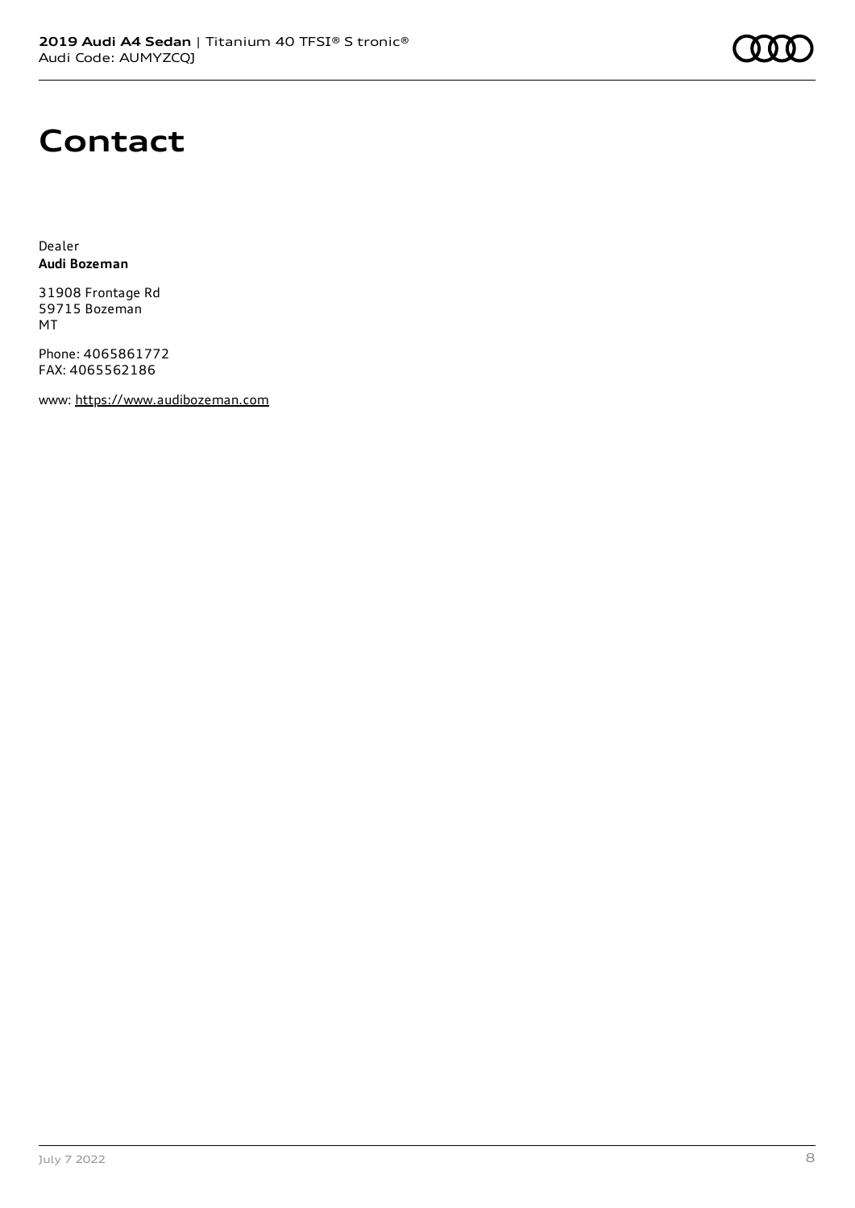# Contact

Dealer
**Audi Bozeman**

31908 Frontage Rd
59715 Bozeman
MT

Phone: 4065861772
FAX: 4065562186

www: https://www.audibozeman.com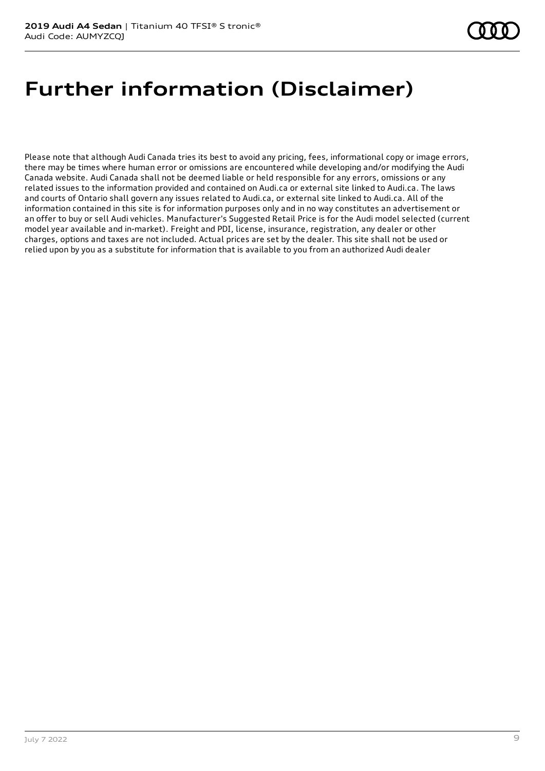# Further information (Disclaimer)

Please note that although Audi Canada tries its best to avoid any pricing, fees, informational copy or image errors, there may be times where human error or omissions are encountered while developing and/or modifying the Audi Canada website. Audi Canada shall not be deemed liable or held responsible for any errors, omissions or any related issues to the information provided and contained on Audi.ca or external site linked to Audi.ca. The laws and courts of Ontario shall govern any issues related to Audi.ca, or external site linked to Audi.ca. All of the information contained in this site is for information purposes only and in no way constitutes an advertisement or an offer to buy or sell Audi vehicles. Manufacturer's Suggested Retail Price is for the Audi model selected (current model year available and in-market). Freight and PDI, license, insurance, registration, any dealer or other charges, options and taxes are not included. Actual prices are set by the dealer. This site shall not be used or relied upon by you as a substitute for information that is available to you from an authorized Audi dealer